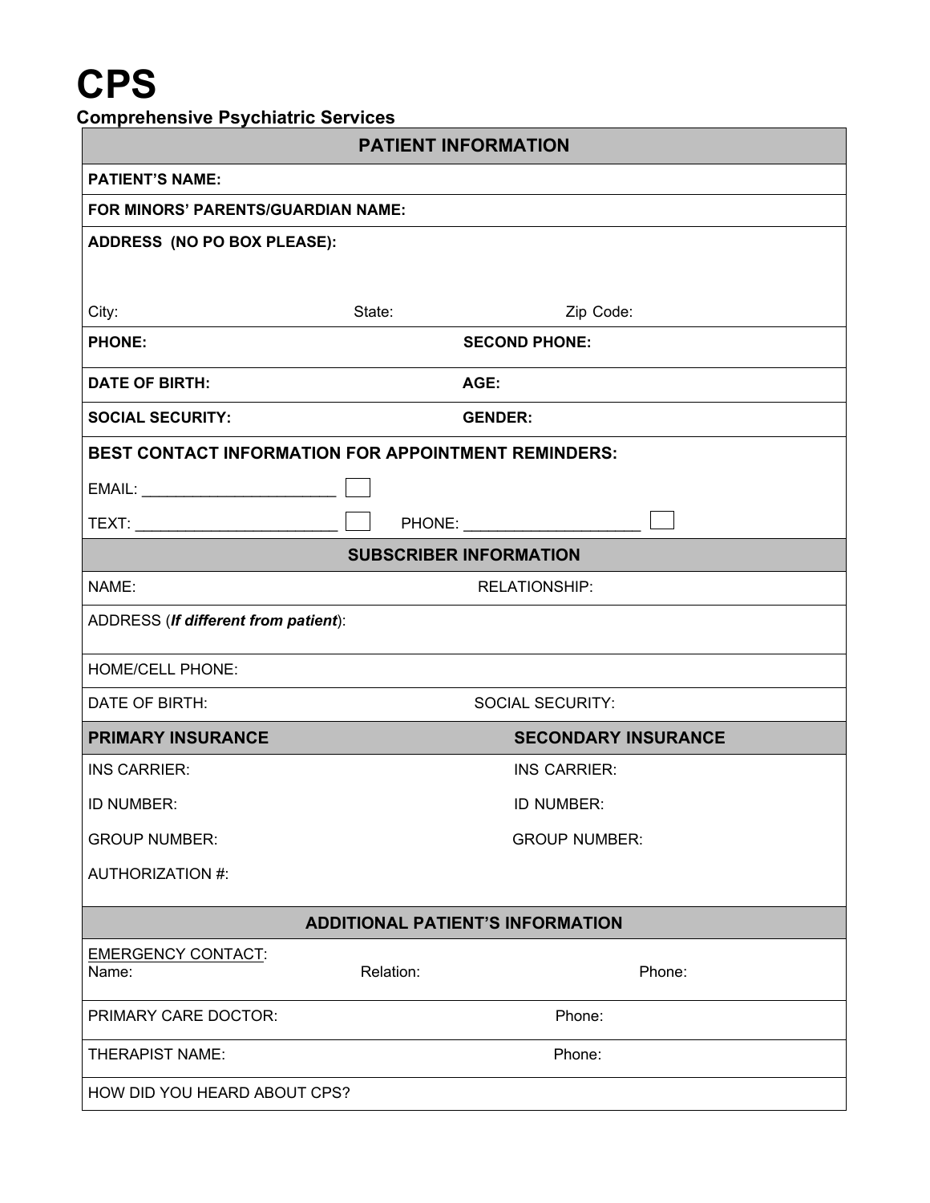# CPS

**Comprehensive Psychiatric Services**

| **PATIENT INFORMATION** | | |
|---|---|---|
| **PATIENT'S NAME:** | | |
| **FOR MINORS' PARENTS/GUARDIAN NAME:** | | |
| **ADDRESS (NO PO BOX PLEASE):** | | |
| City: | State: | Zip Code: |
| **PHONE:** | **SECOND PHONE:** | |
| **DATE OF BIRTH:** | **AGE:** | |
| **SOCIAL SECURITY:** | **GENDER:** | |
| **BEST CONTACT INFORMATION FOR APPOINTMENT REMINDERS:** | | |
| EMAIL: ______________________ ☐ | | |
| TEXT: ________________________ ☐ | PHONE: ____________________ ☐ | |
| **SUBSCRIBER INFORMATION** | | |
| NAME: | RELATIONSHIP: | |
| ADDRESS (***If different from patient***): | | |
| HOME/CELL PHONE: | | |
| DATE OF BIRTH: | SOCIAL SECURITY: | |
| **PRIMARY INSURANCE** | **SECONDARY INSURANCE** | |
| INS CARRIER: | INS CARRIER: | |
| ID NUMBER: | ID NUMBER: | |
| GROUP NUMBER: | GROUP NUMBER: | |
| AUTHORIZATION #: | | |
| **ADDITIONAL PATIENT'S INFORMATION** | | |
| EMERGENCY CONTACT: Name: | Relation: | Phone: |
| PRIMARY CARE DOCTOR: | Phone: | |
| THERAPIST NAME: | Phone: | |
| HOW DID YOU HEARD ABOUT CPS? | | |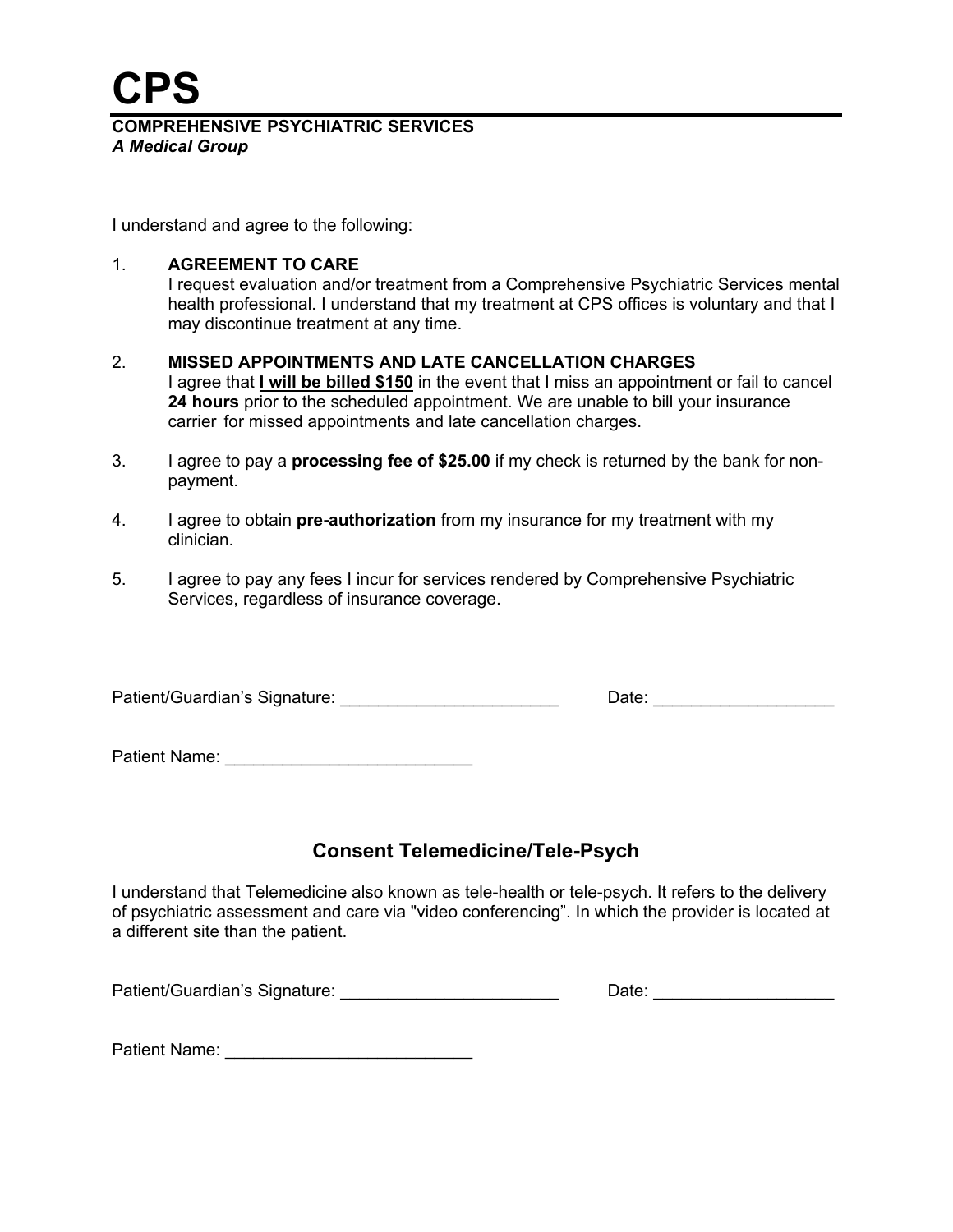# CPS

**COMPREHENSIVE PSYCHIATRIC SERVICES**
***A Medical Group***

I understand and agree to the following:

1. **AGREEMENT TO CARE**
   I request evaluation and/or treatment from a Comprehensive Psychiatric Services mental health professional. I understand that my treatment at CPS offices is voluntary and that I may discontinue treatment at any time.

2. **MISSED APPOINTMENTS AND LATE CANCELLATION CHARGES**
   I agree that **<u>I will be billed $150</u>** in the event that I miss an appointment or fail to cancel **24 hours** prior to the scheduled appointment. We are unable to bill your insurance carrier for missed appointments and late cancellation charges.

3. I agree to pay a **processing fee of $25.00** if my check is returned by the bank for non-payment.

4. I agree to obtain **pre-authorization** from my insurance for my treatment with my clinician.

5. I agree to pay any fees I incur for services rendered by Comprehensive Psychiatric Services, regardless of insurance coverage.

Patient/Guardian's Signature: ______________________ Date: ___________________

Patient Name: __________________________

## Consent Telemedicine/Tele-Psych

I understand that Telemedicine also known as tele-health or tele-psych. It refers to the delivery of psychiatric assessment and care via "video conferencing". In which the provider is located at a different site than the patient.

Patient/Guardian's Signature: ______________________ Date: ___________________

Patient Name: __________________________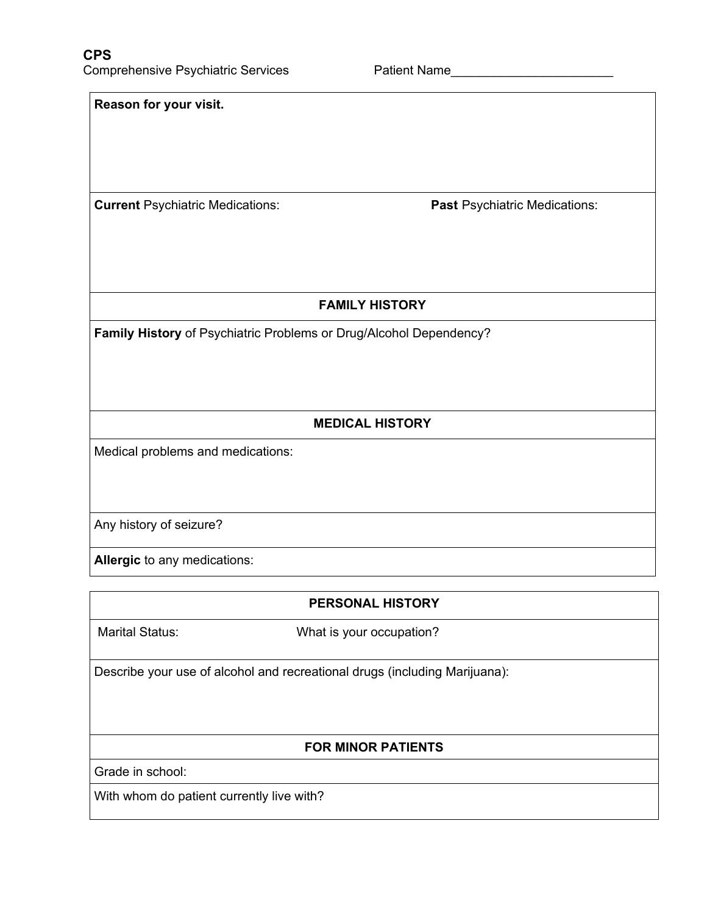**CPS**
Comprehensive Psychiatric Services

Patient Name_______________________

| **Reason for your visit.** | |
|---|---|
| | |
| **Current** Psychiatric Medications: | **Past** Psychiatric Medications: |
| | |

| **FAMILY HISTORY** |
|---|
| **Family History** of Psychiatric Problems or Drug/Alcohol Dependency? |
| |

| **MEDICAL HISTORY** |
|---|
| Medical problems and medications: |
| Any history of seizure? |
| **Allergic** to any medications: |

| **PERSONAL HISTORY** | |
|---|---|
| Marital Status: | What is your occupation? |
| Describe your use of alcohol and recreational drugs (including Marijuana): | |
| **FOR MINOR PATIENTS** | |
| Grade in school: | |
| With whom do patient currently live with? | |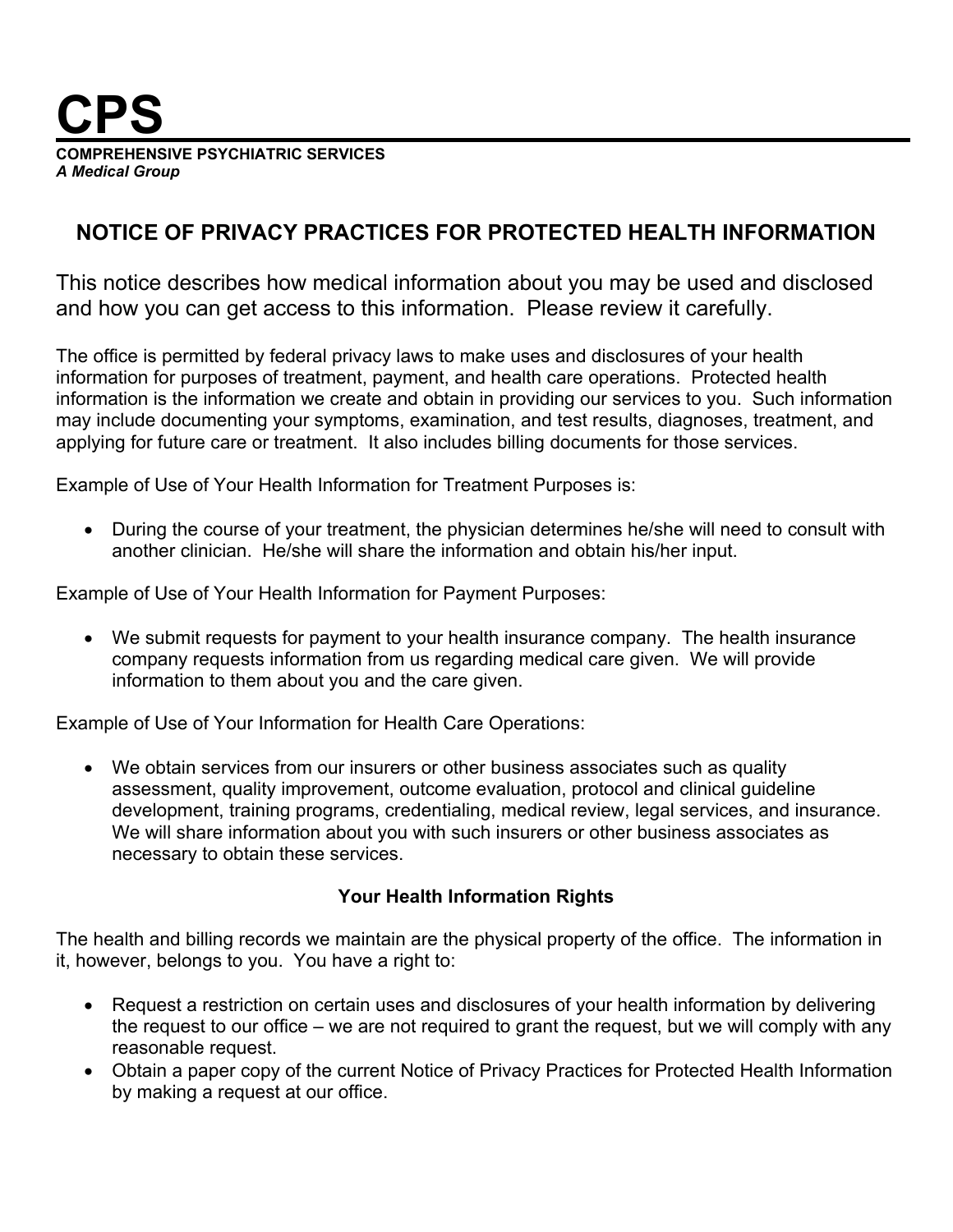# CPS

**COMPREHENSIVE PSYCHIATRIC SERVICES**
***A Medical Group***

## NOTICE OF PRIVACY PRACTICES FOR PROTECTED HEALTH INFORMATION

This notice describes how medical information about you may be used and disclosed and how you can get access to this information. Please review it carefully.

The office is permitted by federal privacy laws to make uses and disclosures of your health information for purposes of treatment, payment, and health care operations. Protected health information is the information we create and obtain in providing our services to you. Such information may include documenting your symptoms, examination, and test results, diagnoses, treatment, and applying for future care or treatment. It also includes billing documents for those services.

Example of Use of Your Health Information for Treatment Purposes is:

- During the course of your treatment, the physician determines he/she will need to consult with another clinician. He/she will share the information and obtain his/her input.

Example of Use of Your Health Information for Payment Purposes:

- We submit requests for payment to your health insurance company. The health insurance company requests information from us regarding medical care given. We will provide information to them about you and the care given.

Example of Use of Your Information for Health Care Operations:

- We obtain services from our insurers or other business associates such as quality assessment, quality improvement, outcome evaluation, protocol and clinical guideline development, training programs, credentialing, medical review, legal services, and insurance. We will share information about you with such insurers or other business associates as necessary to obtain these services.

### Your Health Information Rights

The health and billing records we maintain are the physical property of the office. The information in it, however, belongs to you. You have a right to:

- Request a restriction on certain uses and disclosures of your health information by delivering the request to our office – we are not required to grant the request, but we will comply with any reasonable request.
- Obtain a paper copy of the current Notice of Privacy Practices for Protected Health Information by making a request at our office.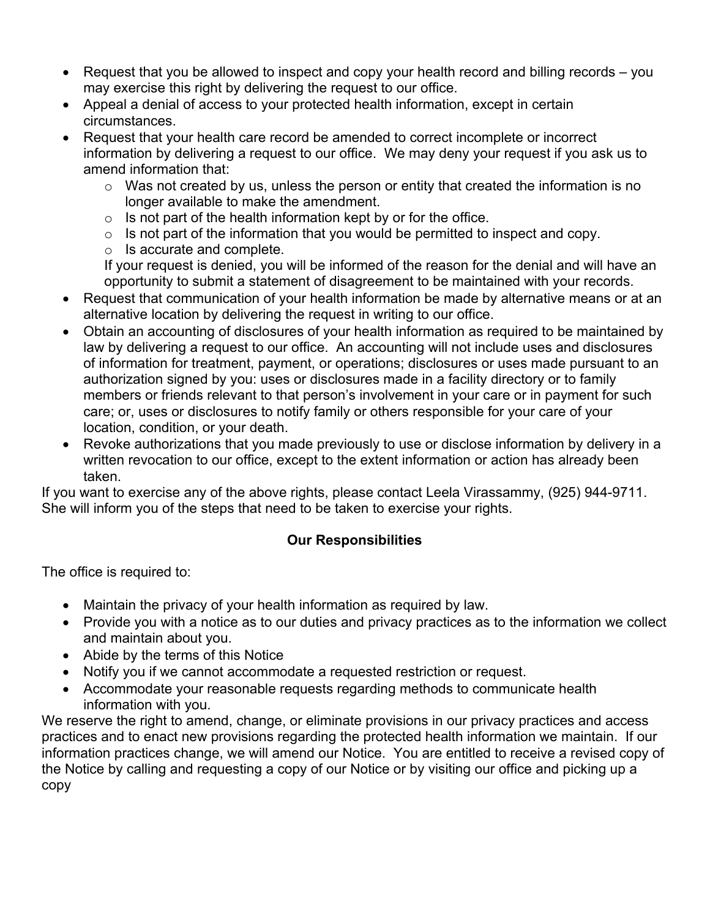- Request that you be allowed to inspect and copy your health record and billing records – you may exercise this right by delivering the request to our office.
- Appeal a denial of access to your protected health information, except in certain circumstances.
- Request that your health care record be amended to correct incomplete or incorrect information by delivering a request to our office. We may deny your request if you ask us to amend information that:
  - Was not created by us, unless the person or entity that created the information is no longer available to make the amendment.
  - Is not part of the health information kept by or for the office.
  - Is not part of the information that you would be permitted to inspect and copy.
  - Is accurate and complete.

  If your request is denied, you will be informed of the reason for the denial and will have an opportunity to submit a statement of disagreement to be maintained with your records.
- Request that communication of your health information be made by alternative means or at an alternative location by delivering the request in writing to our office.
- Obtain an accounting of disclosures of your health information as required to be maintained by law by delivering a request to our office. An accounting will not include uses and disclosures of information for treatment, payment, or operations; disclosures or uses made pursuant to an authorization signed by you: uses or disclosures made in a facility directory or to family members or friends relevant to that person's involvement in your care or in payment for such care; or, uses or disclosures to notify family or others responsible for your care of your location, condition, or your death.
- Revoke authorizations that you made previously to use or disclose information by delivery in a written revocation to our office, except to the extent information or action has already been taken.

If you want to exercise any of the above rights, please contact Leela Virassammy, (925) 944-9711. She will inform you of the steps that need to be taken to exercise your rights.

**Our Responsibilities**

The office is required to:

- Maintain the privacy of your health information as required by law.
- Provide you with a notice as to our duties and privacy practices as to the information we collect and maintain about you.
- Abide by the terms of this Notice
- Notify you if we cannot accommodate a requested restriction or request.
- Accommodate your reasonable requests regarding methods to communicate health information with you.

We reserve the right to amend, change, or eliminate provisions in our privacy practices and access practices and to enact new provisions regarding the protected health information we maintain. If our information practices change, we will amend our Notice. You are entitled to receive a revised copy of the Notice by calling and requesting a copy of our Notice or by visiting our office and picking up a copy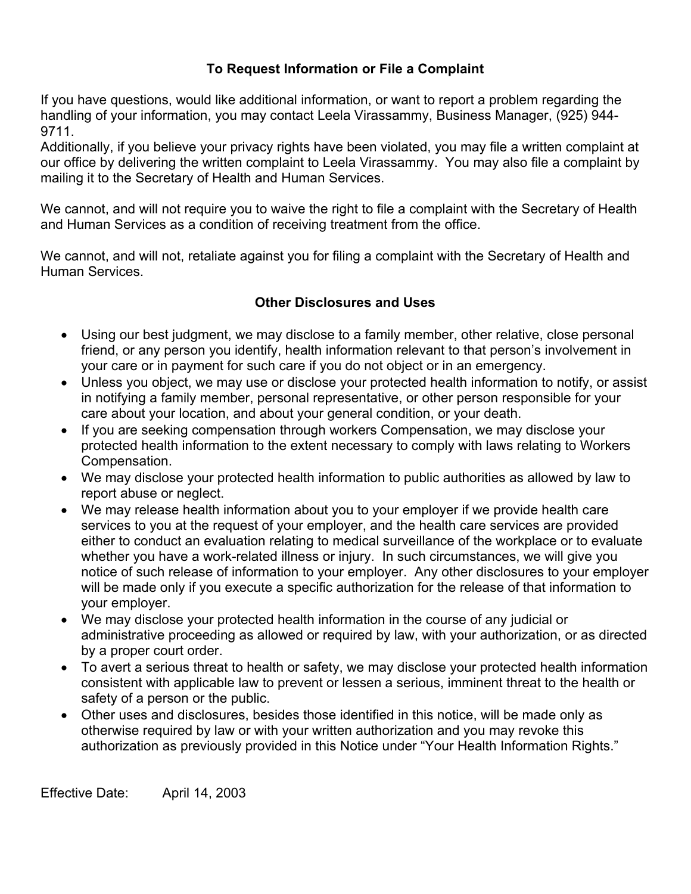## To Request Information or File a Complaint

If you have questions, would like additional information, or want to report a problem regarding the handling of your information, you may contact Leela Virassammy, Business Manager, (925) 944-9711.
Additionally, if you believe your privacy rights have been violated, you may file a written complaint at our office by delivering the written complaint to Leela Virassammy. You may also file a complaint by mailing it to the Secretary of Health and Human Services.

We cannot, and will not require you to waive the right to file a complaint with the Secretary of Health and Human Services as a condition of receiving treatment from the office.

We cannot, and will not, retaliate against you for filing a complaint with the Secretary of Health and Human Services.

## Other Disclosures and Uses

- Using our best judgment, we may disclose to a family member, other relative, close personal friend, or any person you identify, health information relevant to that person's involvement in your care or in payment for such care if you do not object or in an emergency.
- Unless you object, we may use or disclose your protected health information to notify, or assist in notifying a family member, personal representative, or other person responsible for your care about your location, and about your general condition, or your death.
- If you are seeking compensation through workers Compensation, we may disclose your protected health information to the extent necessary to comply with laws relating to Workers Compensation.
- We may disclose your protected health information to public authorities as allowed by law to report abuse or neglect.
- We may release health information about you to your employer if we provide health care services to you at the request of your employer, and the health care services are provided either to conduct an evaluation relating to medical surveillance of the workplace or to evaluate whether you have a work-related illness or injury. In such circumstances, we will give you notice of such release of information to your employer. Any other disclosures to your employer will be made only if you execute a specific authorization for the release of that information to your employer.
- We may disclose your protected health information in the course of any judicial or administrative proceeding as allowed or required by law, with your authorization, or as directed by a proper court order.
- To avert a serious threat to health or safety, we may disclose your protected health information consistent with applicable law to prevent or lessen a serious, imminent threat to the health or safety of a person or the public.
- Other uses and disclosures, besides those identified in this notice, will be made only as otherwise required by law or with your written authorization and you may revoke this authorization as previously provided in this Notice under "Your Health Information Rights."

Effective Date: April 14, 2003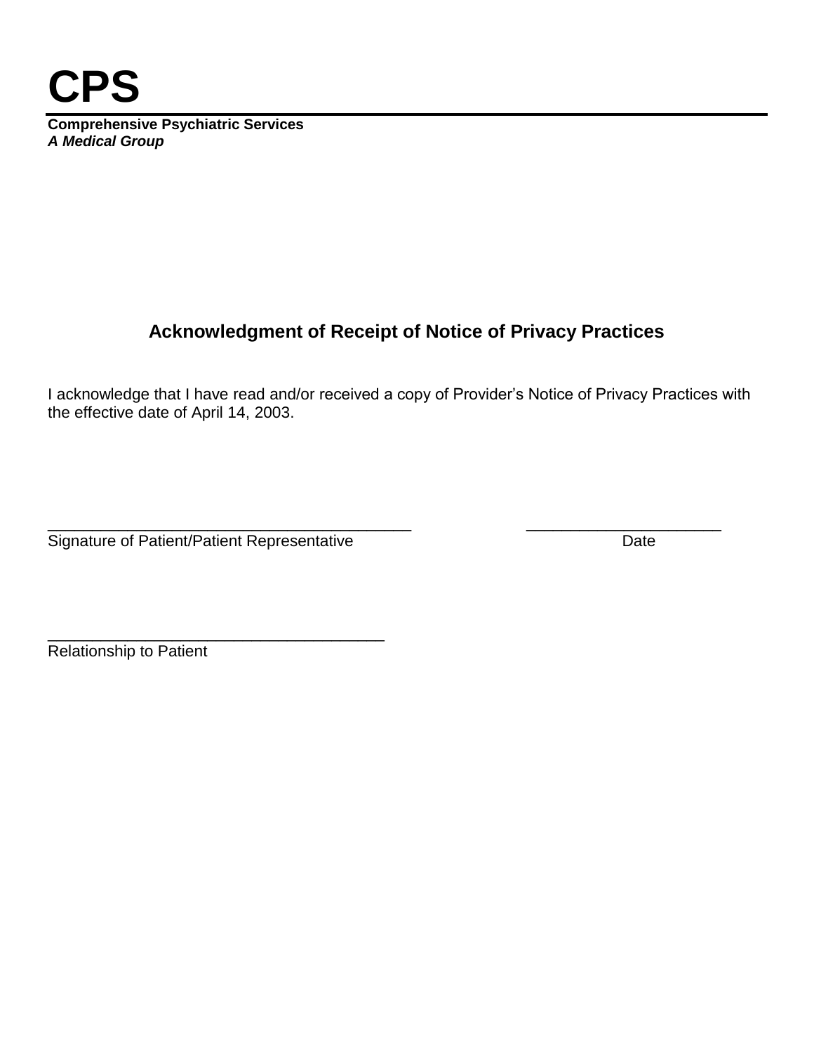# CPS

**Comprehensive Psychiatric Services**
***A Medical Group***

## Acknowledgment of Receipt of Notice of Privacy Practices

I acknowledge that I have read and/or received a copy of Provider's Notice of Privacy Practices with the effective date of April 14, 2003.

\_\_\_\_\_\_\_\_\_\_\_\_\_\_\_\_\_\_\_\_\_\_\_\_\_\_\_\_\_\_\_\_\_\_\_\_\_\_\_\_\_\_ \_\_\_\_\_\_\_\_\_\_\_\_\_\_\_\_\_\_\_\_\_\_\_
Signature of Patient/Patient Representative Date

\_\_\_\_\_\_\_\_\_\_\_\_\_\_\_\_\_\_\_\_\_\_\_\_\_\_\_\_\_\_\_\_\_\_\_\_\_\_\_
Relationship to Patient